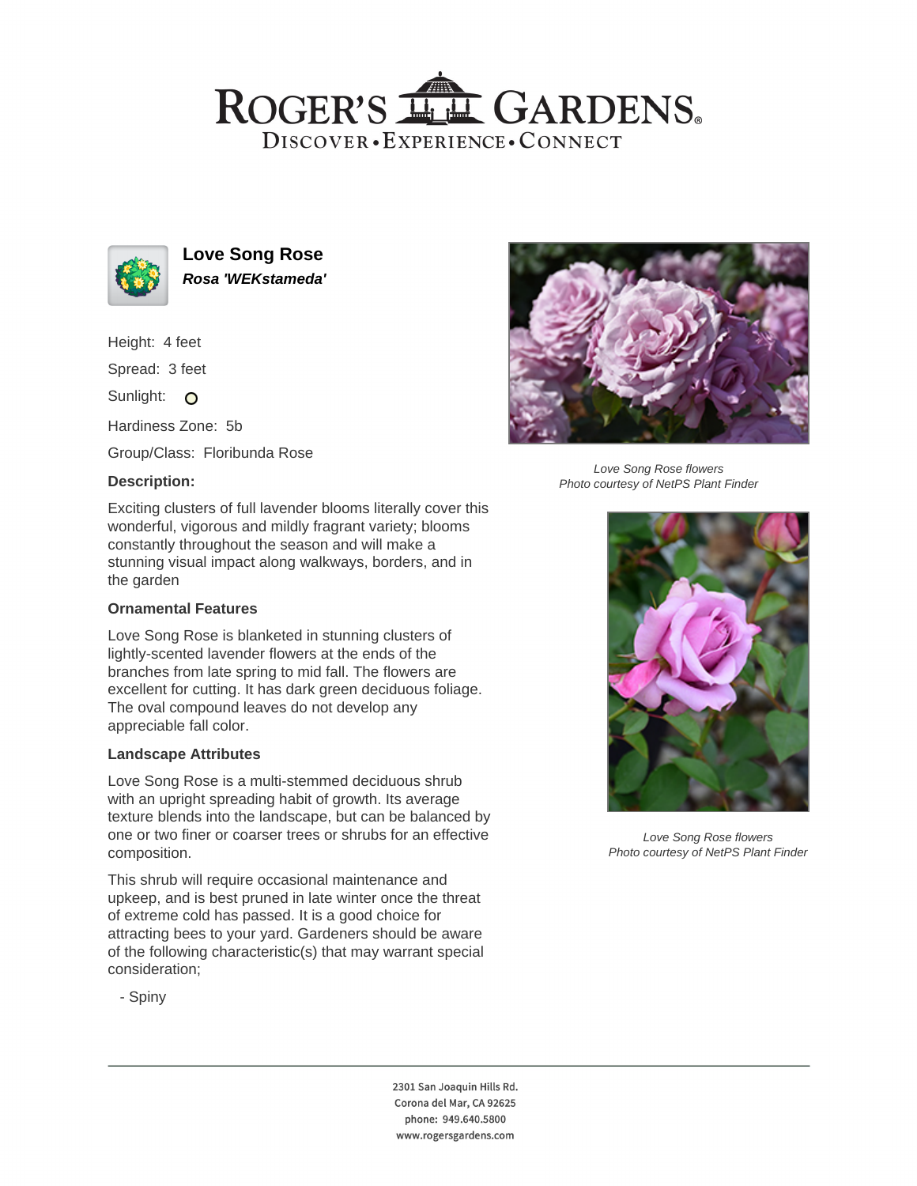# ROGER'S GARDENS

DISCOVER • EXPERIENCE • CONNECT

## Love Song Rose

***Rosa 'WEKstameda'***

Height: 4 feet

Spread: 3 feet

Sunlight:

Hardiness Zone: 5b

Group/Class: Floribunda Rose

### Description:

Exciting clusters of full lavender blooms literally cover this wonderful, vigorous and mildly fragrant variety; blooms constantly throughout the season and will make a stunning visual impact along walkways, borders, and in the garden

### Ornamental Features

Love Song Rose is blanketed in stunning clusters of lightly-scented lavender flowers at the ends of the branches from late spring to mid fall. The flowers are excellent for cutting. It has dark green deciduous foliage. The oval compound leaves do not develop any appreciable fall color.

### Landscape Attributes

Love Song Rose is a multi-stemmed deciduous shrub with an upright spreading habit of growth. Its average texture blends into the landscape, but can be balanced by one or two finer or coarser trees or shrubs for an effective composition.

This shrub will require occasional maintenance and upkeep, and is best pruned in late winter once the threat of extreme cold has passed. It is a good choice for attracting bees to your yard. Gardeners should be aware of the following characteristic(s) that may warrant special consideration;

- Spiny

*Love Song Rose flowers*
*Photo courtesy of NetPS Plant Finder*

*Love Song Rose flowers*
*Photo courtesy of NetPS Plant Finder*

2301 San Joaquin Hills Rd.
Corona del Mar, CA 92625
phone: 949.640.5800
www.rogersgardens.com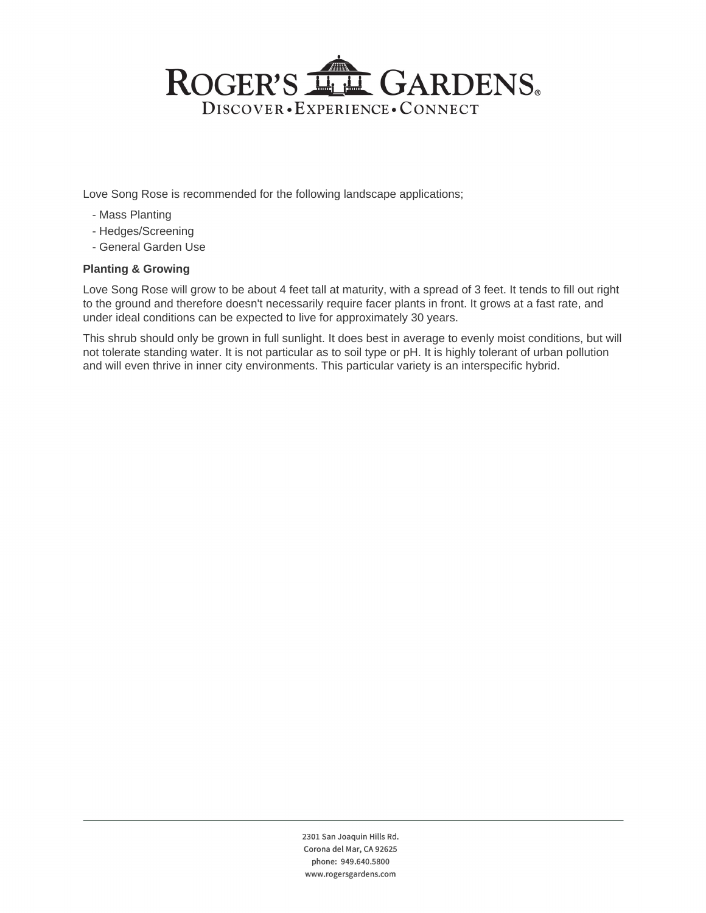Love Song Rose is recommended for the following landscape applications;

- Mass Planting
- Hedges/Screening
- General Garden Use

**Planting & Growing**

Love Song Rose will grow to be about 4 feet tall at maturity, with a spread of 3 feet. It tends to fill out right to the ground and therefore doesn't necessarily require facer plants in front. It grows at a fast rate, and under ideal conditions can be expected to live for approximately 30 years.

This shrub should only be grown in full sunlight. It does best in average to evenly moist conditions, but will not tolerate standing water. It is not particular as to soil type or pH. It is highly tolerant of urban pollution and will even thrive in inner city environments. This particular variety is an interspecific hybrid.